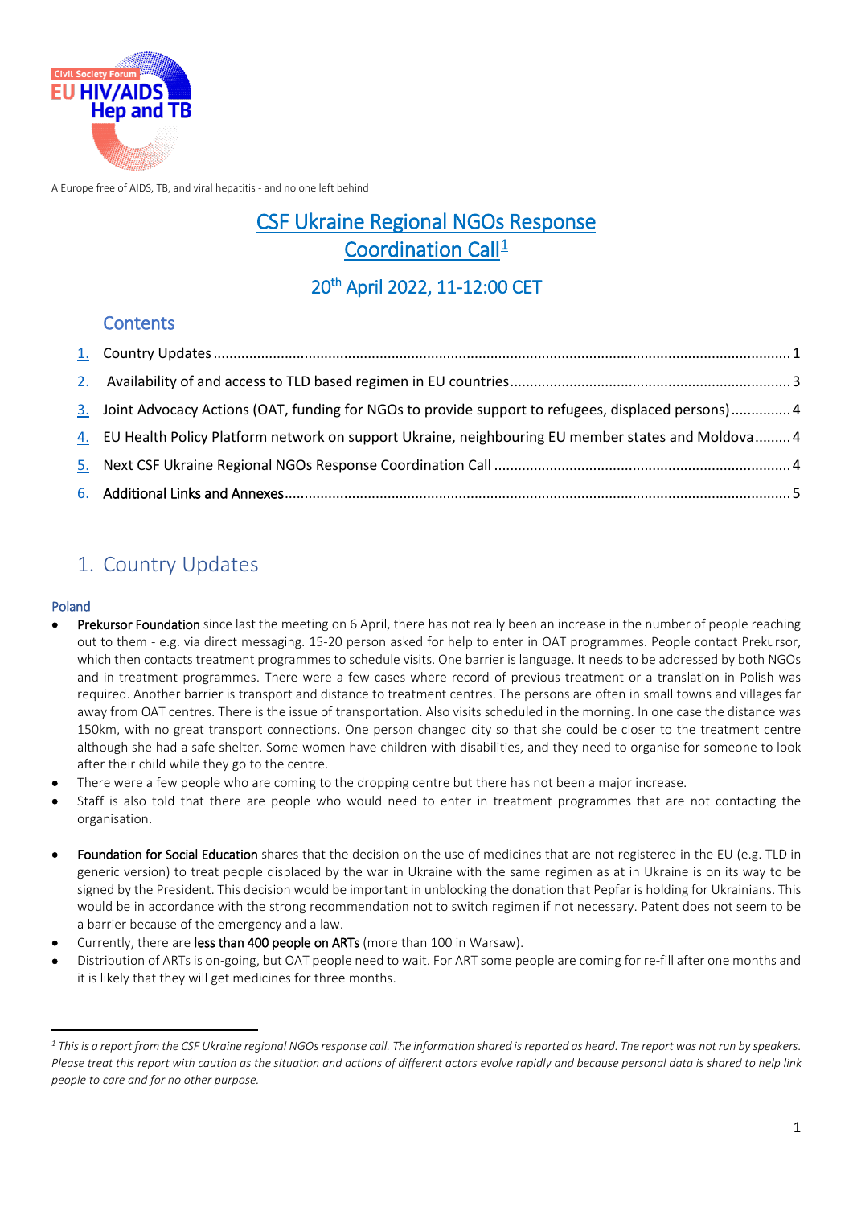A Europe free of AIDS, TB, and viral hepatitis - and no one left behind

# CSF Ukraine Regional NGOs Response Coordination Call[1]

## 20th April 2022, 11-12:00 CET

### Contents

1. Country Updates ..... 1
2. Availability of and access to TLD based regimen in EU countries ..... 3
3. Joint Advocacy Actions (OAT, funding for NGOs to provide support to refugees, displaced persons) ..... 4
4. EU Health Policy Platform network on support Ukraine, neighbouring EU member states and Moldova ..... 4
5. Next CSF Ukraine Regional NGOs Response Coordination Call ..... 4
6. Additional Links and Annexes ..... 5

## 1. Country Updates

### Poland

- **Prekursor Foundation** since last the meeting on 6 April, there has not really been an increase in the number of people reaching out to them - e.g. via direct messaging. 15-20 person asked for help to enter in OAT programmes. People contact Prekursor, which then contacts treatment programmes to schedule visits. One barrier is language. It needs to be addressed by both NGOs and in treatment programmes. There were a few cases where record of previous treatment or a translation in Polish was required. Another barrier is transport and distance to treatment centres. The persons are often in small towns and villages far away from OAT centres. There is the issue of transportation. Also visits scheduled in the morning. In one case the distance was 150km, with no great transport connections. One person changed city so that she could be closer to the treatment centre although she had a safe shelter. Some women have children with disabilities, and they need to organise for someone to look after their child while they go to the centre.
- There were a few people who are coming to the dropping centre but there has not been a major increase.
- Staff is also told that there are people who would need to enter in treatment programmes that are not contacting the organisation.

- **Foundation for Social Education** shares that the decision on the use of medicines that are not registered in the EU (e.g. TLD in generic version) to treat people displaced by the war in Ukraine with the same regimen as at in Ukraine is on its way to be signed by the President. This decision would be important in unblocking the donation that Pepfar is holding for Ukrainians. This would be in accordance with the strong recommendation not to switch regimen if not necessary. Patent does not seem to be a barrier because of the emergency and a law.
- Currently, there are **less than 400 people on ARTs** (more than 100 in Warsaw).
- Distribution of ARTs is on-going, but OAT people need to wait. For ART some people are coming for re-fill after one months and it is likely that they will get medicines for three months.

---

[1] *This is a report from the CSF Ukraine regional NGOs response call. The information shared is reported as heard. The report was not run by speakers. Please treat this report with caution as the situation and actions of different actors evolve rapidly and because personal data is shared to help link people to care and for no other purpose.*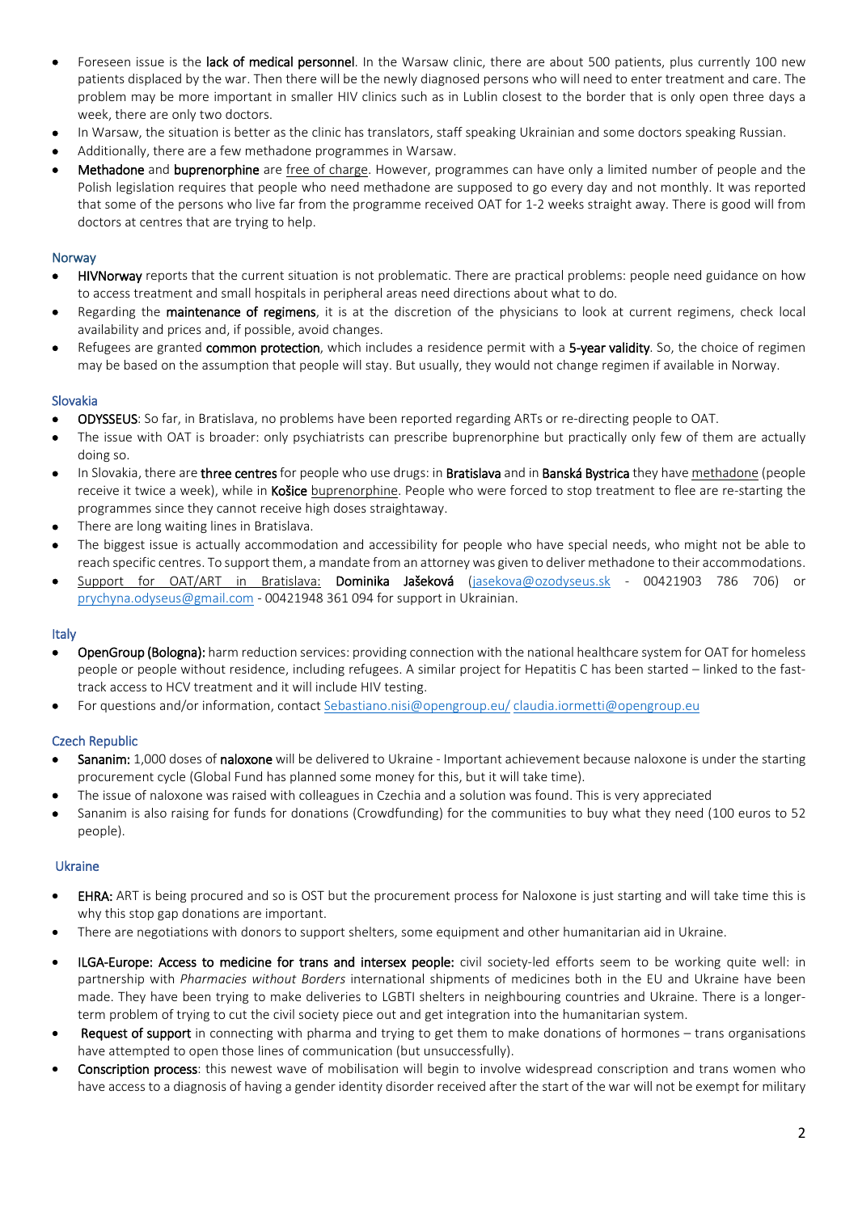- Foreseen issue is the **lack of medical personnel**. In the Warsaw clinic, there are about 500 patients, plus currently 100 new patients displaced by the war. Then there will be the newly diagnosed persons who will need to enter treatment and care. The problem may be more important in smaller HIV clinics such as in Lublin closest to the border that is only open three days a week, there are only two doctors.
- In Warsaw, the situation is better as the clinic has translators, staff speaking Ukrainian and some doctors speaking Russian.
- Additionally, there are a few methadone programmes in Warsaw.
- **Methadone** and **buprenorphine** are free of charge. However, programmes can have only a limited number of people and the Polish legislation requires that people who need methadone are supposed to go every day and not monthly. It was reported that some of the persons who live far from the programme received OAT for 1-2 weeks straight away. There is good will from doctors at centres that are trying to help.

### Norway

- **HIVNorway** reports that the current situation is not problematic. There are practical problems: people need guidance on how to access treatment and small hospitals in peripheral areas need directions about what to do.
- Regarding the **maintenance of regimens**, it is at the discretion of the physicians to look at current regimens, check local availability and prices and, if possible, avoid changes.
- Refugees are granted **common protection**, which includes a residence permit with a **5-year validity**. So, the choice of regimen may be based on the assumption that people will stay. But usually, they would not change regimen if available in Norway.

### Slovakia

- **ODYSSEUS**: So far, in Bratislava, no problems have been reported regarding ARTs or re-directing people to OAT.
- The issue with OAT is broader: only psychiatrists can prescribe buprenorphine but practically only few of them are actually doing so.
- In Slovakia, there are **three centres** for people who use drugs: in **Bratislava** and in **Banská Bystrica** they have methadone (people receive it twice a week), while in **Košice** buprenorphine. People who were forced to stop treatment to flee are re-starting the programmes since they cannot receive high doses straightaway.
- There are long waiting lines in Bratislava.
- The biggest issue is actually accommodation and accessibility for people who have special needs, who might not be able to reach specific centres. To support them, a mandate from an attorney was given to deliver methadone to their accommodations.
- Support for OAT/ART in Bratislava: **Dominika Jašeková** (jasekova@ozodyseus.sk - 00421903 786 706) or prychyna.odyseus@gmail.com - 00421948 361 094 for support in Ukrainian.

### Italy

- **OpenGroup (Bologna):** harm reduction services: providing connection with the national healthcare system for OAT for homeless people or people without residence, including refugees. A similar project for Hepatitis C has been started – linked to the fast-track access to HCV treatment and it will include HIV testing.
- For questions and/or information, contact Sebastiano.nisi@opengroup.eu/ claudia.iormetti@opengroup.eu

### Czech Republic

- **Sananim:** 1,000 doses of **naloxone** will be delivered to Ukraine - Important achievement because naloxone is under the starting procurement cycle (Global Fund has planned some money for this, but it will take time).
- The issue of naloxone was raised with colleagues in Czechia and a solution was found. This is very appreciated
- Sananim is also raising for funds for donations (Crowdfunding) for the communities to buy what they need (100 euros to 52 people).

### Ukraine

- **EHRA:** ART is being procured and so is OST but the procurement process for Naloxone is just starting and will take time this is why this stop gap donations are important.
- There are negotiations with donors to support shelters, some equipment and other humanitarian aid in Ukraine.
- **ILGA-Europe: Access to medicine for trans and intersex people:** civil society-led efforts seem to be working quite well: in partnership with *Pharmacies without Borders* international shipments of medicines both in the EU and Ukraine have been made. They have been trying to make deliveries to LGBTI shelters in neighbouring countries and Ukraine. There is a longer-term problem of trying to cut the civil society piece out and get integration into the humanitarian system.
- **Request of support** in connecting with pharma and trying to get them to make donations of hormones – trans organisations have attempted to open those lines of communication (but unsuccessfully).
- **Conscription process**: this newest wave of mobilisation will begin to involve widespread conscription and trans women who have access to a diagnosis of having a gender identity disorder received after the start of the war will not be exempt for military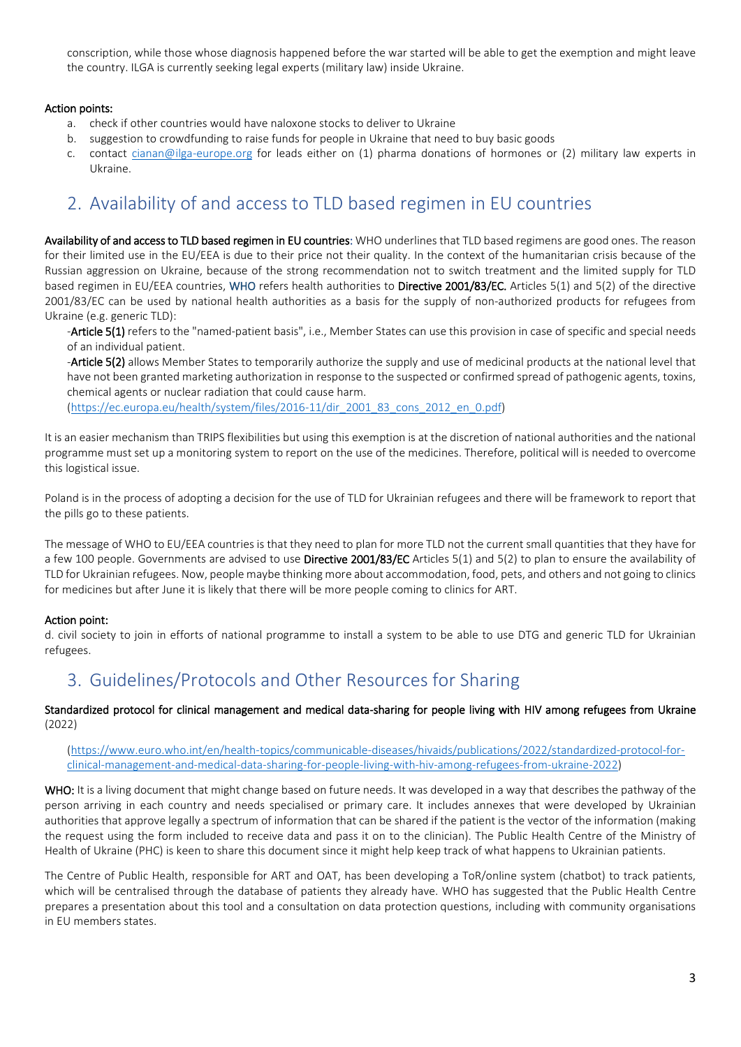conscription, while those whose diagnosis happened before the war started will be able to get the exemption and might leave the country. ILGA is currently seeking legal experts (military law) inside Ukraine.

**Action points:**

a. check if other countries would have naloxone stocks to deliver to Ukraine
b. suggestion to crowdfunding to raise funds for people in Ukraine that need to buy basic goods
c. contact cianan@ilga-europe.org for leads either on (1) pharma donations of hormones or (2) military law experts in Ukraine.

## 2. Availability of and access to TLD based regimen in EU countries

**Availability of and access to TLD based regimen in EU countries**: WHO underlines that TLD based regimens are good ones. The reason for their limited use in the EU/EEA is due to their price not their quality. In the context of the humanitarian crisis because of the Russian aggression on Ukraine, because of the strong recommendation not to switch treatment and the limited supply for TLD based regimen in EU/EEA countries, **WHO** refers health authorities to **Directive 2001/83/EC.** Articles 5(1) and 5(2) of the directive 2001/83/EC can be used by national health authorities as a basis for the supply of non-authorized products for refugees from Ukraine (e.g. generic TLD):

-**Article 5(1)** refers to the "named-patient basis", i.e., Member States can use this provision in case of specific and special needs of an individual patient.

-**Article 5(2)** allows Member States to temporarily authorize the supply and use of medicinal products at the national level that have not been granted marketing authorization in response to the suspected or confirmed spread of pathogenic agents, toxins, chemical agents or nuclear radiation that could cause harm.

(https://ec.europa.eu/health/system/files/2016-11/dir_2001_83_cons_2012_en_0.pdf)

It is an easier mechanism than TRIPS flexibilities but using this exemption is at the discretion of national authorities and the national programme must set up a monitoring system to report on the use of the medicines. Therefore, political will is needed to overcome this logistical issue.

Poland is in the process of adopting a decision for the use of TLD for Ukrainian refugees and there will be framework to report that the pills go to these patients.

The message of WHO to EU/EEA countries is that they need to plan for more TLD not the current small quantities that they have for a few 100 people. Governments are advised to use **Directive 2001/83/EC** Articles 5(1) and 5(2) to plan to ensure the availability of TLD for Ukrainian refugees. Now, people maybe thinking more about accommodation, food, pets, and others and not going to clinics for medicines but after June it is likely that there will be more people coming to clinics for ART.

**Action point:**

d. civil society to join in efforts of national programme to install a system to be able to use DTG and generic TLD for Ukrainian refugees.

## 3. Guidelines/Protocols and Other Resources for Sharing

**Standardized protocol for clinical management and medical data-sharing for people living with HIV among refugees from Ukraine** (2022)

(https://www.euro.who.int/en/health-topics/communicable-diseases/hivaids/publications/2022/standardized-protocol-for-clinical-management-and-medical-data-sharing-for-people-living-with-hiv-among-refugees-from-ukraine-2022)

**WHO:** It is a living document that might change based on future needs. It was developed in a way that describes the pathway of the person arriving in each country and needs specialised or primary care. It includes annexes that were developed by Ukrainian authorities that approve legally a spectrum of information that can be shared if the patient is the vector of the information (making the request using the form included to receive data and pass it on to the clinician). The Public Health Centre of the Ministry of Health of Ukraine (PHC) is keen to share this document since it might help keep track of what happens to Ukrainian patients.

The Centre of Public Health, responsible for ART and OAT, has been developing a ToR/online system (chatbot) to track patients, which will be centralised through the database of patients they already have. WHO has suggested that the Public Health Centre prepares a presentation about this tool and a consultation on data protection questions, including with community organisations in EU members states.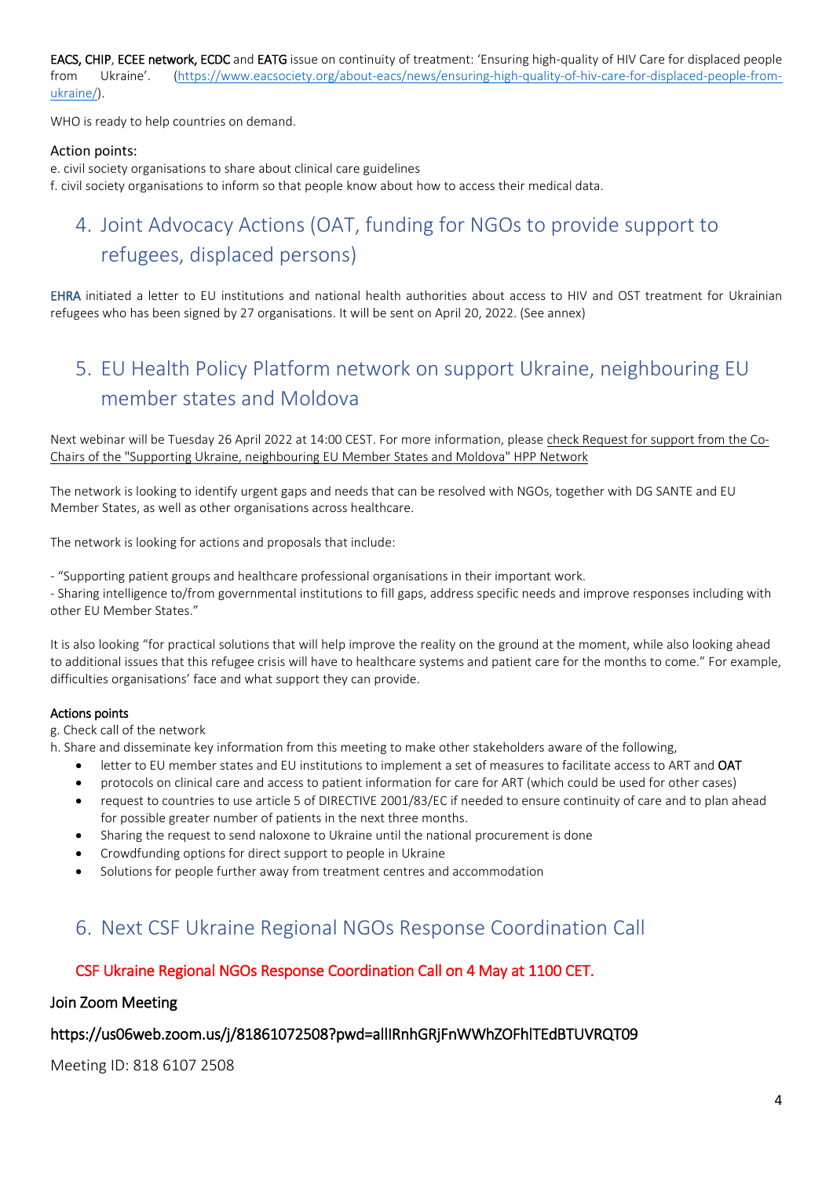**EACS, CHIP**, **ECEE network, ECDC** and **EATG** issue on continuity of treatment: 'Ensuring high-quality of HIV Care for displaced people from Ukraine'. (https://www.eacsociety.org/about-eacs/news/ensuring-high-quality-of-hiv-care-for-displaced-people-from-ukraine/).

WHO is ready to help countries on demand.

### Action points:

e. civil society organisations to share about clinical care guidelines
f. civil society organisations to inform so that people know about how to access their medical data.

## 4. Joint Advocacy Actions (OAT, funding for NGOs to provide support to refugees, displaced persons)

EHRA initiated a letter to EU institutions and national health authorities about access to HIV and OST treatment for Ukrainian refugees who has been signed by 27 organisations. It will be sent on April 20, 2022. (See annex)

## 5. EU Health Policy Platform network on support Ukraine, neighbouring EU member states and Moldova

Next webinar will be Tuesday 26 April 2022 at 14:00 CEST. For more information, please check Request for support from the Co-Chairs of the "Supporting Ukraine, neighbouring EU Member States and Moldova" HPP Network

The network is looking to identify urgent gaps and needs that can be resolved with NGOs, together with DG SANTE and EU Member States, as well as other organisations across healthcare.

The network is looking for actions and proposals that include:

- "Supporting patient groups and healthcare professional organisations in their important work.
- Sharing intelligence to/from governmental institutions to fill gaps, address specific needs and improve responses including with other EU Member States."

It is also looking "for practical solutions that will help improve the reality on the ground at the moment, while also looking ahead to additional issues that this refugee crisis will have to healthcare systems and patient care for the months to come." For example, difficulties organisations' face and what support they can provide.

**Actions points**

g. Check call of the network
h. Share and disseminate key information from this meeting to make other stakeholders aware of the following,

- letter to EU member states and EU institutions to implement a set of measures to facilitate access to ART and **OAT**
- protocols on clinical care and access to patient information for care for ART (which could be used for other cases)
- request to countries to use article 5 of DIRECTIVE 2001/83/EC if needed to ensure continuity of care and to plan ahead for possible greater number of patients in the next three months.
- Sharing the request to send naloxone to Ukraine until the national procurement is done
- Crowdfunding options for direct support to people in Ukraine
- Solutions for people further away from treatment centres and accommodation

## 6. Next CSF Ukraine Regional NGOs Response Coordination Call

### CSF Ukraine Regional NGOs Response Coordination Call on 4 May at 1100 CET.

### Join Zoom Meeting

### https://us06web.zoom.us/j/81861072508?pwd=allIRnhGRjFnWWhZOFhlTEdBTUVRQT09

Meeting ID: 818 6107 2508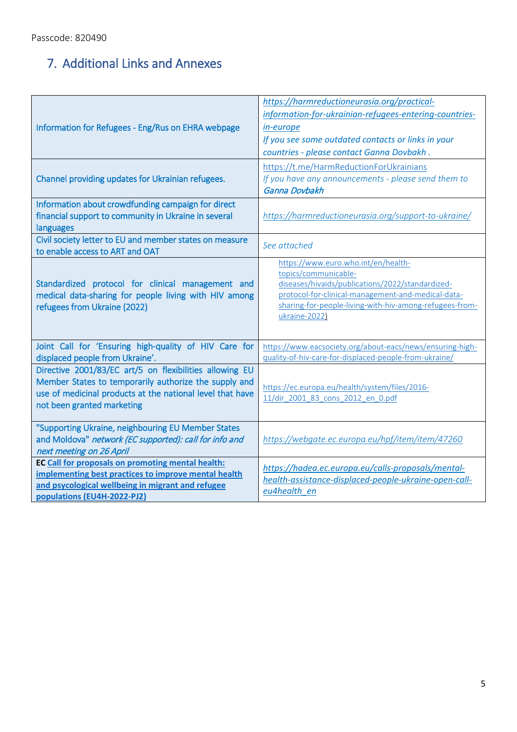Passcode: 820490

## 7. Additional Links and Annexes

| | |
|---|---|
| Information for Refugees - Eng/Rus on EHRA webpage | *https://harmreductioneurasia.org/practical-information-for-ukrainian-refugees-entering-countries-in-europe* *If you see some outdated contacts or links in your countries - please contact Ganna Dovbakh .* |
| Channel providing updates for Ukrainian refugees. | https://t.me/HarmReductionForUkrainians *If you have any announcements - please send them to **Ganna Dovbakh*** |
| Information about crowdfunding campaign for direct financial support to community in Ukraine in several languages | *https://harmreductioneurasia.org/support-to-ukraine/* |
| Civil society letter to EU and member states on measure to enable access to ART and OAT | *See attached* |
| Standardized protocol for clinical management and medical data-sharing for people living with HIV among refugees from Ukraine (2022) | https://www.euro.who.int/en/health-topics/communicable-diseases/hivaids/publications/2022/standardized-protocol-for-clinical-management-and-medical-data-sharing-for-people-living-with-hiv-among-refugees-from-ukraine-2022) |
| Joint Call for 'Ensuring high-quality of HIV Care for displaced people from Ukraine'. | https://www.eacsociety.org/about-eacs/news/ensuring-high-quality-of-hiv-care-for-displaced-people-from-ukraine/ |
| Directive 2001/83/EC art/5 on flexibilities allowing EU Member States to temporarily authorize the supply and use of medicinal products at the national level that have not been granted marketing | https://ec.europa.eu/health/system/files/2016-11/dir_2001_83_cons_2012_en_0.pdf |
| "Supporting Ukraine, neighbouring EU Member States and Moldova" *network (EC supported): call for info and next meeting on 26 April* | *https://webgate.ec.europa.eu/hpf/item/item/47260* |
| **EC Call for proposals on promoting mental health: implementing best practices to improve mental health and psycological wellbeing in migrant and refugee populations (EU4H-2022-PJ2)** | *https://hadea.ec.europa.eu/calls-proposals/mental-health-assistance-displaced-people-ukraine-open-call-eu4health_en* |